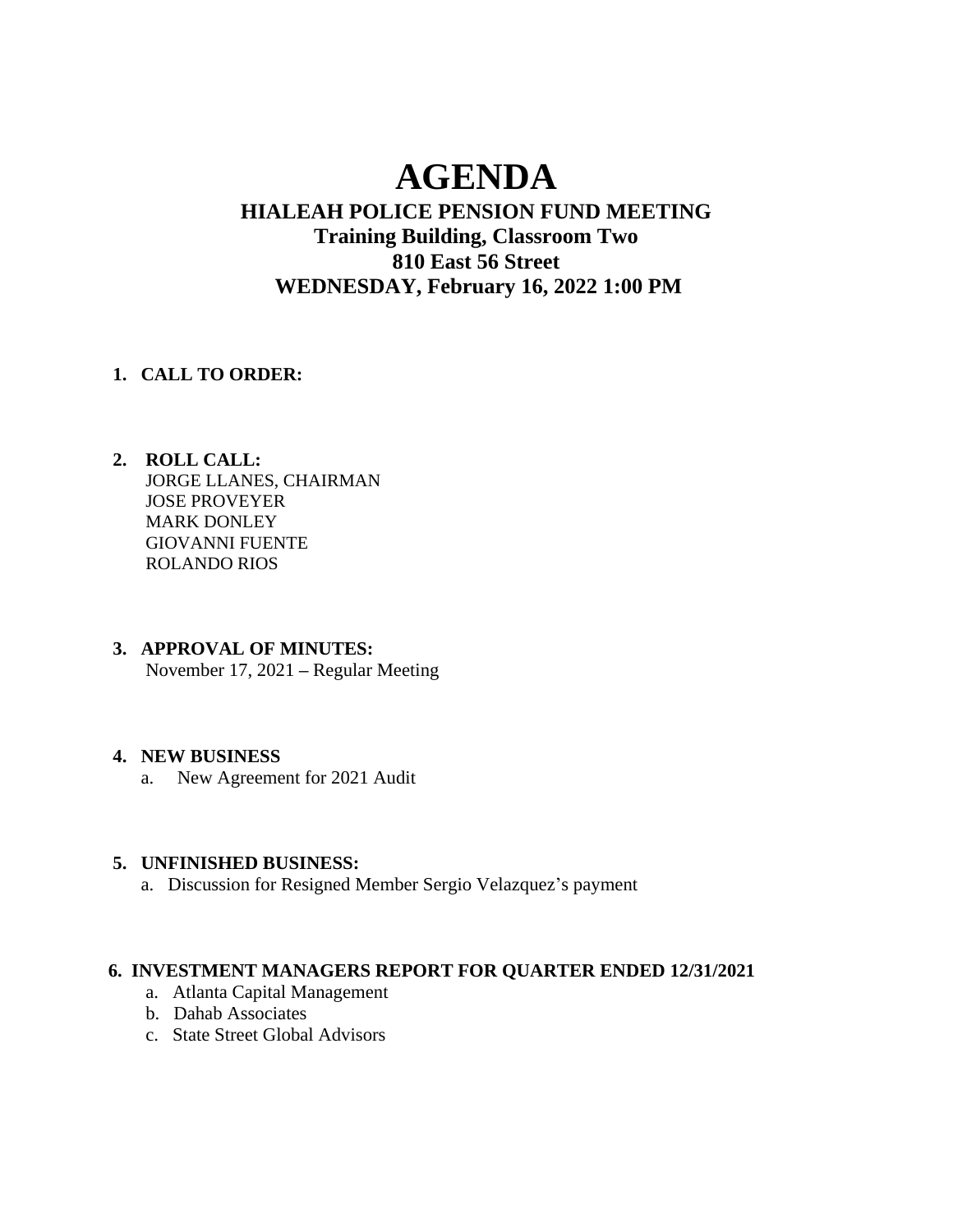# AGENDA

## HIALEAH POLICE PENSION FUND MEETING

**Training Building, Classroom Two**

**810 East 56 Street**

**WEDNESDAY, February 16, 2022 1:00 PM**

1. **CALL TO ORDER:**

2. **ROLL CALL:**
   JORGE LLANES, CHAIRMAN
   JOSE PROVEYER
   MARK DONLEY
   GIOVANNI FUENTE
   ROLANDO RIOS

3. **APPROVAL OF MINUTES:**
   November 17, 2021 – Regular Meeting

4. **NEW BUSINESS**
   a. New Agreement for 2021 Audit

5. **UNFINISHED BUSINESS:**
   a. Discussion for Resigned Member Sergio Velazquez's payment

6. **INVESTMENT MANAGERS REPORT FOR QUARTER ENDED 12/31/2021**
   a. Atlanta Capital Management
   b. Dahab Associates
   c. State Street Global Advisors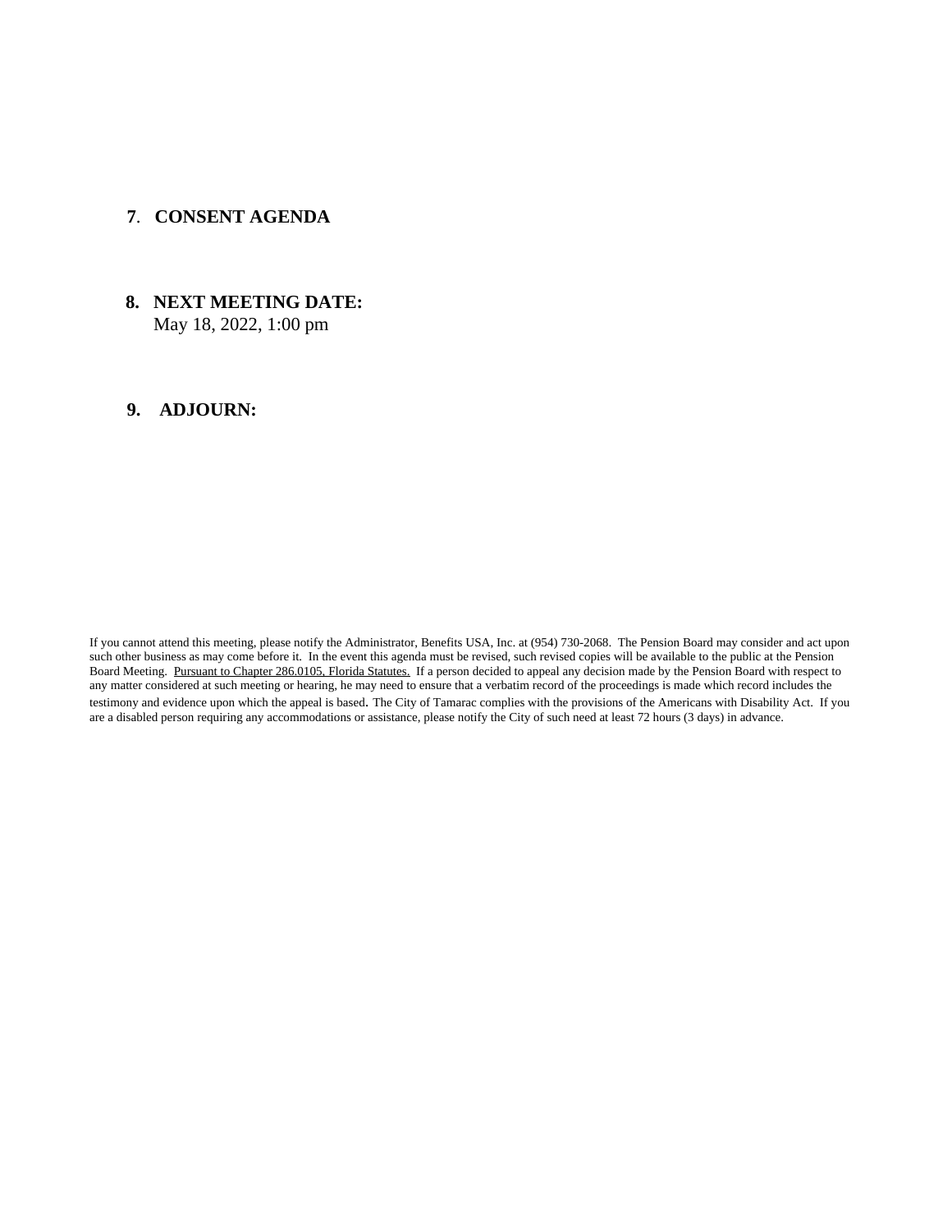**7. CONSENT AGENDA**

**8. NEXT MEETING DATE:**
May 18, 2022, 1:00 pm

**9. ADJOURN:**

If you cannot attend this meeting, please notify the Administrator, Benefits USA, Inc. at (954) 730-2068. The Pension Board may consider and act upon such other business as may come before it. In the event this agenda must be revised, such revised copies will be available to the public at the Pension Board Meeting. Pursuant to Chapter 286.0105, Florida Statutes. If a person decided to appeal any decision made by the Pension Board with respect to any matter considered at such meeting or hearing, he may need to ensure that a verbatim record of the proceedings is made which record includes the testimony and evidence upon which the appeal is based. The City of Tamarac complies with the provisions of the Americans with Disability Act. If you are a disabled person requiring any accommodations or assistance, please notify the City of such need at least 72 hours (3 days) in advance.